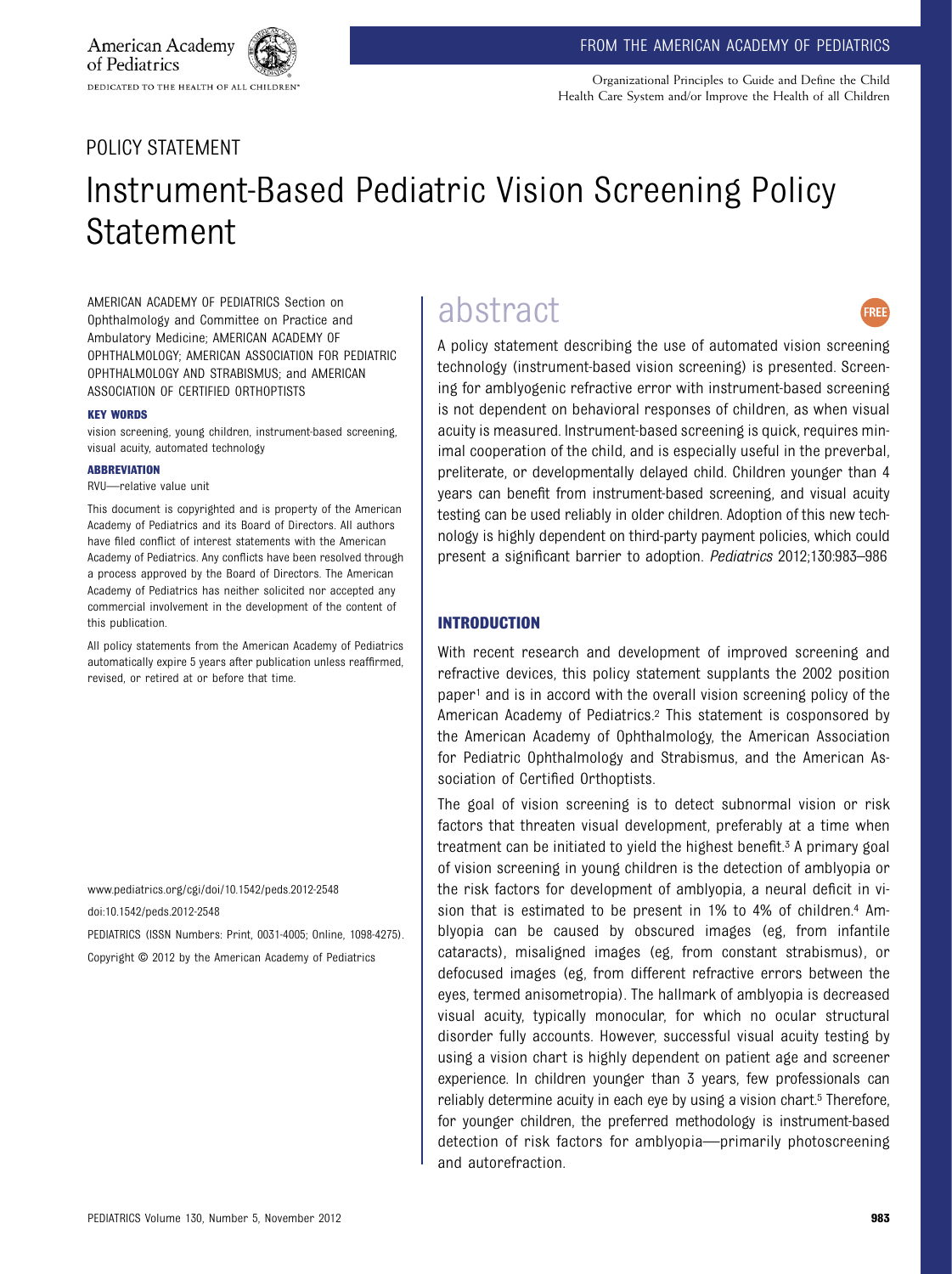American Academy of Pediatrics

DEDICATED TO THE HEALTH OF ALL CHILDREN™

FROM THE AMERICAN ACADEMY OF PEDIATRICS

Organizational Principles to Guide and Define the Child Health Care System and/or Improve the Health of all Children

POLICY STATEMENT

# Instrument-Based Pediatric Vision Screening Policy Statement

AMERICAN ACADEMY OF PEDIATRICS Section on Ophthalmology and Committee on Practice and Ambulatory Medicine; AMERICAN ACADEMY OF OPHTHALMOLOGY; AMERICAN ASSOCIATION FOR PEDIATRIC OPHTHALMOLOGY AND STRABISMUS; and AMERICAN ASSOCIATION OF CERTIFIED ORTHOPTISTS

**KEY WORDS**

vision screening, young children, instrument-based screening, visual acuity, automated technology

**ABBREVIATION**

RVU—relative value unit

This document is copyrighted and is property of the American Academy of Pediatrics and its Board of Directors. All authors have filed conflict of interest statements with the American Academy of Pediatrics. Any conflicts have been resolved through a process approved by the Board of Directors. The American Academy of Pediatrics has neither solicited nor accepted any commercial involvement in the development of the content of this publication.

All policy statements from the American Academy of Pediatrics automatically expire 5 years after publication unless reaffirmed, revised, or retired at or before that time.

www.pediatrics.org/cgi/doi/10.1542/peds.2012-2548

doi:10.1542/peds.2012-2548

PEDIATRICS (ISSN Numbers: Print, 0031-4005; Online, 1098-4275).

Copyright © 2012 by the American Academy of Pediatrics

## abstract

FREE

A policy statement describing the use of automated vision screening technology (instrument-based vision screening) is presented. Screening for amblyogenic refractive error with instrument-based screening is not dependent on behavioral responses of children, as when visual acuity is measured. Instrument-based screening is quick, requires minimal cooperation of the child, and is especially useful in the preverbal, preliterate, or developmentally delayed child. Children younger than 4 years can benefit from instrument-based screening, and visual acuity testing can be used reliably in older children. Adoption of this new technology is highly dependent on third-party payment policies, which could present a significant barrier to adoption. *Pediatrics* 2012;130:983–986

## INTRODUCTION

With recent research and development of improved screening and refractive devices, this policy statement supplants the 2002 position paper[1] and is in accord with the overall vision screening policy of the American Academy of Pediatrics.[2] This statement is cosponsored by the American Academy of Ophthalmology, the American Association for Pediatric Ophthalmology and Strabismus, and the American Association of Certified Orthoptists.

The goal of vision screening is to detect subnormal vision or risk factors that threaten visual development, preferably at a time when treatment can be initiated to yield the highest benefit.[3] A primary goal of vision screening in young children is the detection of amblyopia or the risk factors for development of amblyopia, a neural deficit in vision that is estimated to be present in 1% to 4% of children.[4] Amblyopia can be caused by obscured images (eg, from infantile cataracts), misaligned images (eg, from constant strabismus), or defocused images (eg, from different refractive errors between the eyes, termed anisometropia). The hallmark of amblyopia is decreased visual acuity, typically monocular, for which no ocular structural disorder fully accounts. However, successful visual acuity testing by using a vision chart is highly dependent on patient age and screener experience. In children younger than 3 years, few professionals can reliably determine acuity in each eye by using a vision chart.[5] Therefore, for younger children, the preferred methodology is instrument-based detection of risk factors for amblyopia—primarily photoscreening and autorefraction.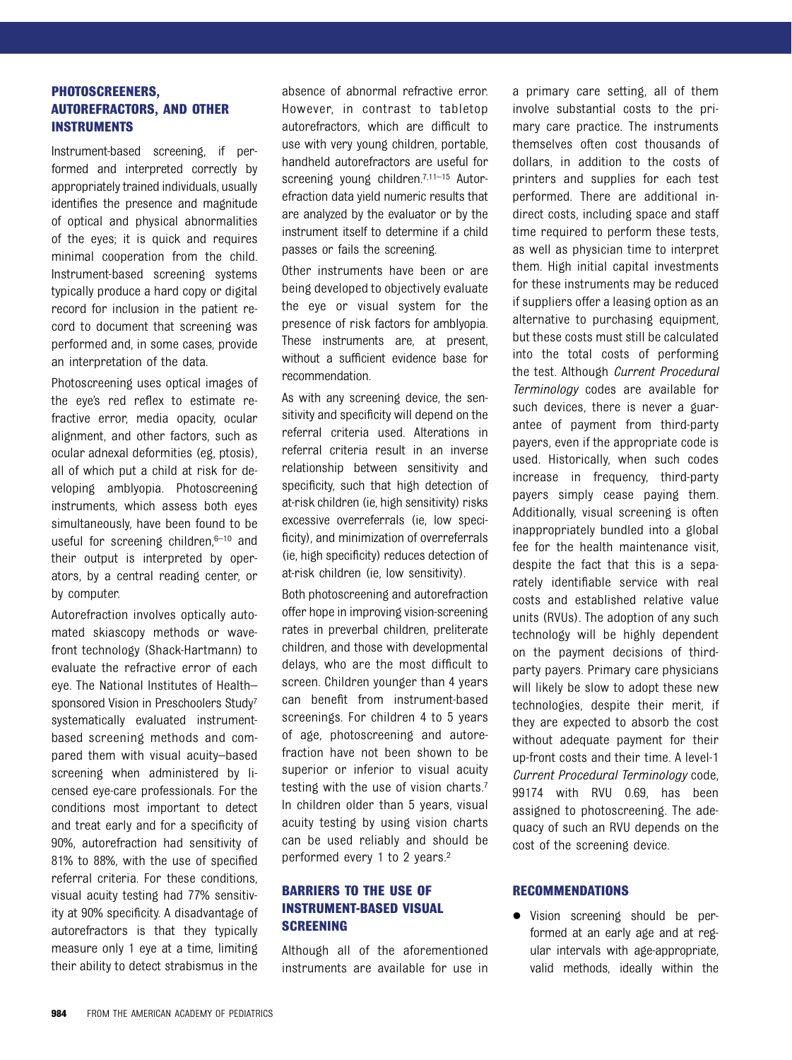## PHOTOSCREENERS, AUTOREFRACTORS, AND OTHER INSTRUMENTS

Instrument-based screening, if performed and interpreted correctly by appropriately trained individuals, usually identifies the presence and magnitude of optical and physical abnormalities of the eyes; it is quick and requires minimal cooperation from the child. Instrument-based screening systems typically produce a hard copy or digital record for inclusion in the patient record to document that screening was performed and, in some cases, provide an interpretation of the data.

Photoscreening uses optical images of the eye's red reflex to estimate refractive error, media opacity, ocular alignment, and other factors, such as ocular adnexal deformities (eg, ptosis), all of which put a child at risk for developing amblyopia. Photoscreening instruments, which assess both eyes simultaneously, have been found to be useful for screening children,[6–10] and their output is interpreted by operators, by a central reading center, or by computer.

Autorefraction involves optically automated skiascopy methods or wavefront technology (Shack-Hartmann) to evaluate the refractive error of each eye. The National Institutes of Health–sponsored Vision in Preschoolers Study[7] systematically evaluated instrument-based screening methods and compared them with visual acuity–based screening when administered by licensed eye-care professionals. For the conditions most important to detect and treat early and for a specificity of 90%, autorefraction had sensitivity of 81% to 88%, with the use of specified referral criteria. For these conditions, visual acuity testing had 77% sensitivity at 90% specificity. A disadvantage of autorefractors is that they typically measure only 1 eye at a time, limiting their ability to detect strabismus in the absence of abnormal refractive error. However, in contrast to tabletop autorefractors, which are difficult to use with very young children, portable, handheld autorefractors are useful for screening young children.[7,11–15] Autorefraction data yield numeric results that are analyzed by the evaluator or by the instrument itself to determine if a child passes or fails the screening.

Other instruments have been or are being developed to objectively evaluate the eye or visual system for the presence of risk factors for amblyopia. These instruments are, at present, without a sufficient evidence base for recommendation.

As with any screening device, the sensitivity and specificity will depend on the referral criteria used. Alterations in referral criteria result in an inverse relationship between sensitivity and specificity, such that high detection of at-risk children (ie, high sensitivity) risks excessive overreferrals (ie, low specificity), and minimization of overreferrals (ie, high specificity) reduces detection of at-risk children (ie, low sensitivity).

Both photoscreening and autorefraction offer hope in improving vision-screening rates in preverbal children, preliterate children, and those with developmental delays, who are the most difficult to screen. Children younger than 4 years can benefit from instrument-based screenings. For children 4 to 5 years of age, photoscreening and autorefraction have not been shown to be superior or inferior to visual acuity testing with the use of vision charts.[7] In children older than 5 years, visual acuity testing by using vision charts can be used reliably and should be performed every 1 to 2 years.[2]

## BARRIERS TO THE USE OF INSTRUMENT-BASED VISUAL SCREENING

Although all of the aforementioned instruments are available for use in a primary care setting, all of them involve substantial costs to the primary care practice. The instruments themselves often cost thousands of dollars, in addition to the costs of printers and supplies for each test performed. There are additional indirect costs, including space and staff time required to perform these tests, as well as physician time to interpret them. High initial capital investments for these instruments may be reduced if suppliers offer a leasing option as an alternative to purchasing equipment, but these costs must still be calculated into the total costs of performing the test. Although *Current Procedural Terminology* codes are available for such devices, there is never a guarantee of payment from third-party payers, even if the appropriate code is used. Historically, when such codes increase in frequency, third-party payers simply cease paying them. Additionally, visual screening is often inappropriately bundled into a global fee for the health maintenance visit, despite the fact that this is a separately identifiable service with real costs and established relative value units (RVUs). The adoption of any such technology will be highly dependent on the payment decisions of third-party payers. Primary care physicians will likely be slow to adopt these new technologies, despite their merit, if they are expected to absorb the cost without adequate payment for their up-front costs and their time. A level-1 *Current Procedural Terminology* code, 99174 with RVU 0.69, has been assigned to photoscreening. The adequacy of such an RVU depends on the cost of the screening device.

## RECOMMENDATIONS

- Vision screening should be performed at an early age and at regular intervals with age-appropriate, valid methods, ideally within the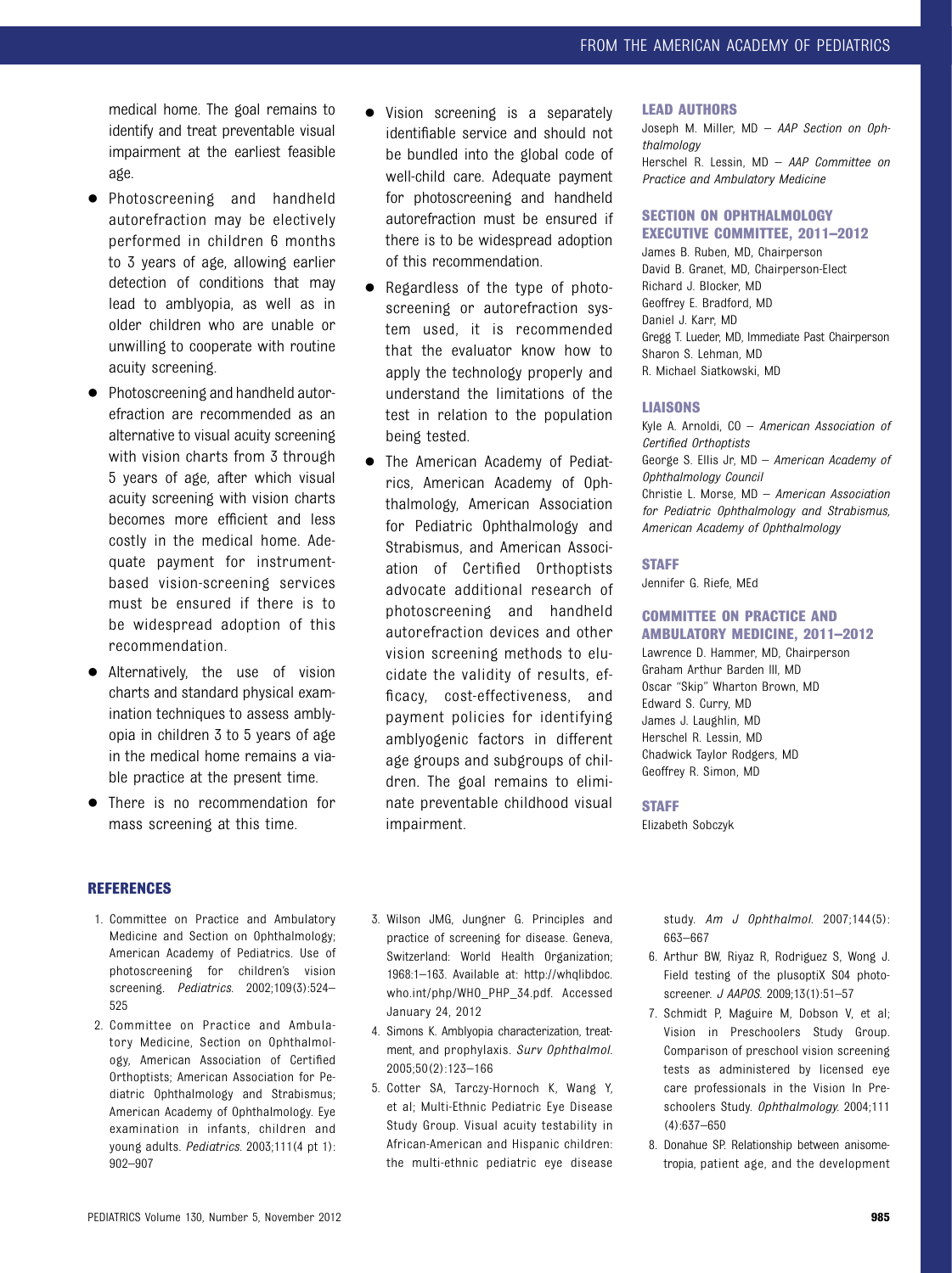medical home. The goal remains to identify and treat preventable visual impairment at the earliest feasible age.

- Photoscreening and handheld autorefraction may be electively performed in children 6 months to 3 years of age, allowing earlier detection of conditions that may lead to amblyopia, as well as in older children who are unable or unwilling to cooperate with routine acuity screening.
- Photoscreening and handheld autorefraction are recommended as an alternative to visual acuity screening with vision charts from 3 through 5 years of age, after which visual acuity screening with vision charts becomes more efficient and less costly in the medical home. Adequate payment for instrument-based vision-screening services must be ensured if there is to be widespread adoption of this recommendation.
- Alternatively, the use of vision charts and standard physical examination techniques to assess amblyopia in children 3 to 5 years of age in the medical home remains a viable practice at the present time.
- There is no recommendation for mass screening at this time.
- Vision screening is a separately identifiable service and should not be bundled into the global code of well-child care. Adequate payment for photoscreening and handheld autorefraction must be ensured if there is to be widespread adoption of this recommendation.
- Regardless of the type of photoscreening or autorefraction system used, it is recommended that the evaluator know how to apply the technology properly and understand the limitations of the test in relation to the population being tested.
- The American Academy of Pediatrics, American Academy of Ophthalmology, American Association for Pediatric Ophthalmology and Strabismus, and American Association of Certified Orthoptists advocate additional research of photoscreening and handheld autorefraction devices and other vision screening methods to elucidate the validity of results, efficacy, cost-effectiveness, and payment policies for identifying amblyogenic factors in different age groups and subgroups of children. The goal remains to eliminate preventable childhood visual impairment.

### LEAD AUTHORS

Joseph M. Miller, MD – *AAP Section on Ophthalmology*
Herschel R. Lessin, MD – *AAP Committee on Practice and Ambulatory Medicine*

### SECTION ON OPHTHALMOLOGY EXECUTIVE COMMITTEE, 2011–2012

James B. Ruben, MD, Chairperson
David B. Granet, MD, Chairperson-Elect
Richard J. Blocker, MD
Geoffrey E. Bradford, MD
Daniel J. Karr, MD
Gregg T. Lueder, MD, Immediate Past Chairperson
Sharon S. Lehman, MD
R. Michael Siatkowski, MD

### LIAISONS

Kyle A. Arnoldi, CO – *American Association of Certified Orthoptists*
George S. Ellis Jr, MD – *American Academy of Ophthalmology Council*
Christie L. Morse, MD – *American Association for Pediatric Ophthalmology and Strabismus, American Academy of Ophthalmology*

### STAFF

Jennifer G. Riefe, MEd

### COMMITTEE ON PRACTICE AND AMBULATORY MEDICINE, 2011–2012

Lawrence D. Hammer, MD, Chairperson
Graham Arthur Barden III, MD
Oscar "Skip" Wharton Brown, MD
Edward S. Curry, MD
James J. Laughlin, MD
Herschel R. Lessin, MD
Chadwick Taylor Rodgers, MD
Geoffrey R. Simon, MD

### STAFF

Elizabeth Sobczyk

## REFERENCES

1. Committee on Practice and Ambulatory Medicine and Section on Ophthalmology; American Academy of Pediatrics. Use of photoscreening for children's vision screening. *Pediatrics*. 2002;109(3):524–525
2. Committee on Practice and Ambulatory Medicine, Section on Ophthalmology, American Association of Certified Orthoptists; American Association for Pediatric Ophthalmology and Strabismus; American Academy of Ophthalmology. Eye examination in infants, children and young adults. *Pediatrics*. 2003;111(4 pt 1):902–907
3. Wilson JMG, Jungner G. Principles and practice of screening for disease. Geneva, Switzerland: World Health Organization; 1968:1–163. Available at: http://whqlibdoc.who.int/php/WHO_PHP_34.pdf. Accessed January 24, 2012
4. Simons K. Amblyopia characterization, treatment, and prophylaxis. *Surv Ophthalmol*. 2005;50(2):123–166
5. Cotter SA, Tarczy-Hornoch K, Wang Y, et al; Multi-Ethnic Pediatric Eye Disease Study Group. Visual acuity testability in African-American and Hispanic children: the multi-ethnic pediatric eye disease study. *Am J Ophthalmol*. 2007;144(5):663–667
6. Arthur BW, Riyaz R, Rodriguez S, Wong J. Field testing of the plusoptiX S04 photoscreener. *J AAPOS*. 2009;13(1):51–57
7. Schmidt P, Maguire M, Dobson V, et al; Vision in Preschoolers Study Group. Comparison of preschool vision screening tests as administered by licensed eye care professionals in the Vision In Preschoolers Study. *Ophthalmology*. 2004;111(4):637–650
8. Donahue SP. Relationship between anisometropia, patient age, and the development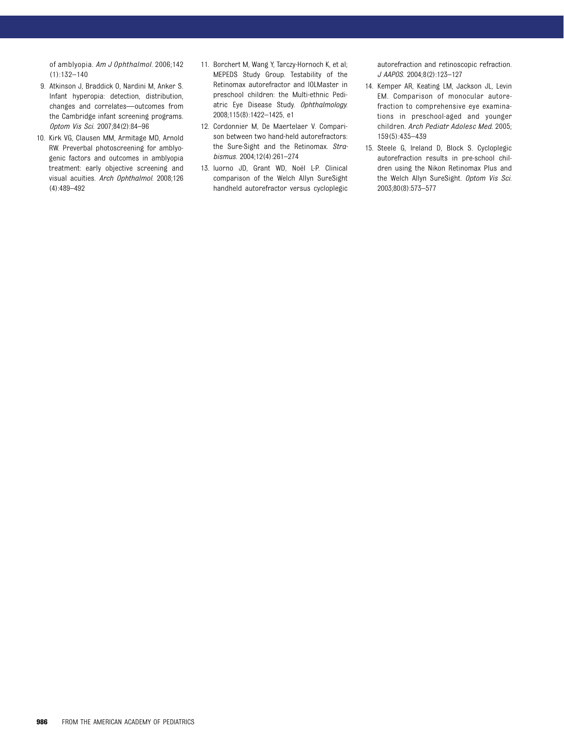of amblyopia. *Am J Ophthalmol*. 2006;142(1):132–140

9. Atkinson J, Braddick O, Nardini M, Anker S. Infant hyperopia: detection, distribution, changes and correlates—outcomes from the Cambridge infant screening programs. *Optom Vis Sci*. 2007;84(2):84–96
10. Kirk VG, Clausen MM, Armitage MD, Arnold RW. Preverbal photoscreening for amblyogenic factors and outcomes in amblyopia treatment: early objective screening and visual acuities. *Arch Ophthalmol*. 2008;126(4):489–492
11. Borchert M, Wang Y, Tarczy-Hornoch K, et al; MEPEDS Study Group. Testability of the Retinomax autorefractor and IOLMaster in preschool children: the Multi-ethnic Pediatric Eye Disease Study. *Ophthalmology*. 2008;115(8):1422–1425, e1
12. Cordonnier M, De Maertelaer V. Comparison between two hand-held autorefractors: the Sure-Sight and the Retinomax. *Strabismus*. 2004;12(4):261–274
13. Iuorno JD, Grant WD, Noël L-P. Clinical comparison of the Welch Allyn SureSight handheld autorefractor versus cycloplegic autorefraction and retinoscopic refraction. *J AAPOS*. 2004;8(2):123–127
14. Kemper AR, Keating LM, Jackson JL, Levin EM. Comparison of monocular autorefraction to comprehensive eye examinations in preschool-aged and younger children. *Arch Pediatr Adolesc Med*. 2005;159(5):435–439
15. Steele G, Ireland D, Block S. Cycloplegic autorefraction results in pre-school children using the Nikon Retinomax Plus and the Welch Allyn SureSight. *Optom Vis Sci*. 2003;80(8):573–577